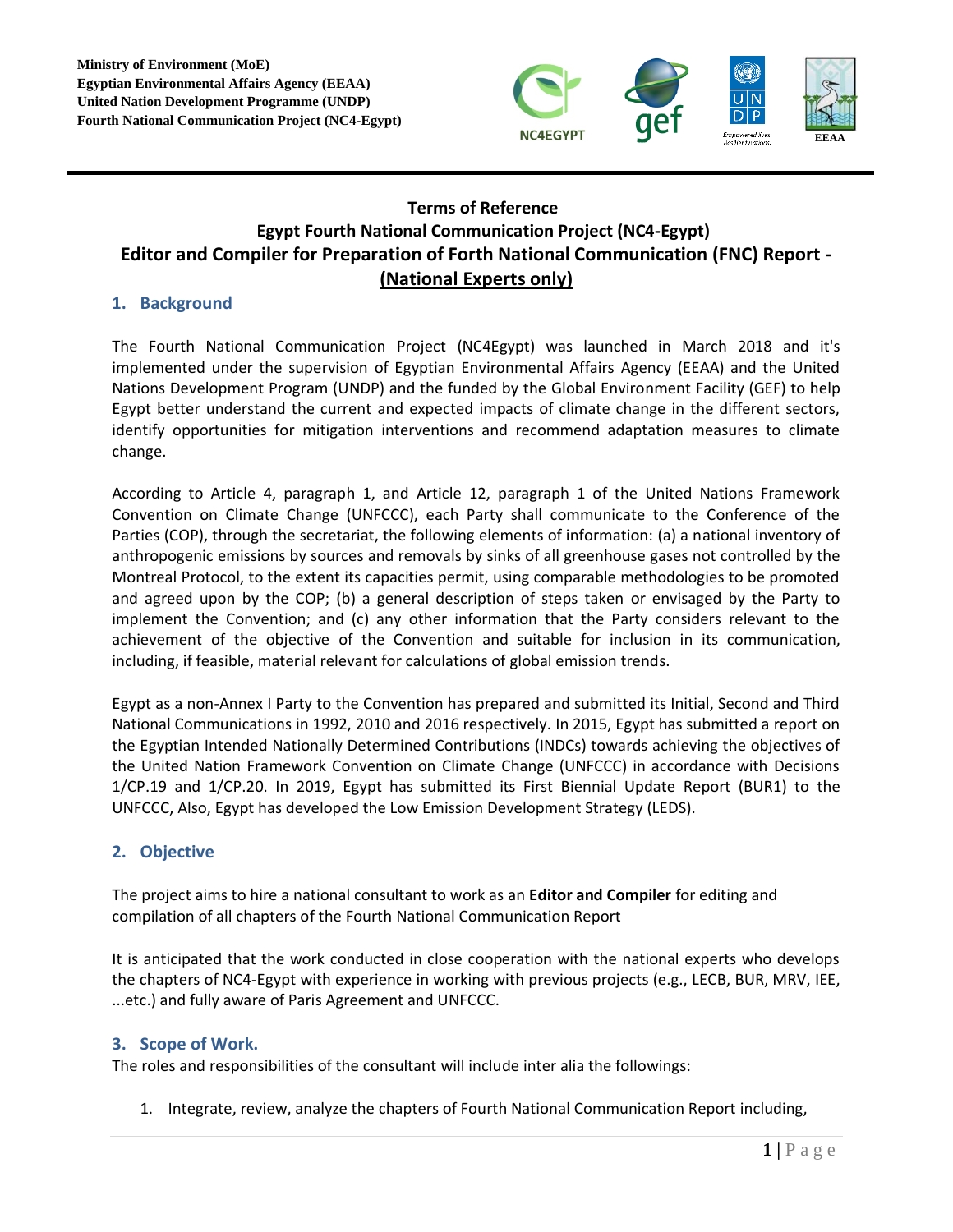**Ministry of Environment (MoE)**
**Egyptian Environmental Affairs Agency (EEAA)**
**United Nation Development Programme (UNDP)**
**Fourth National Communication Project (NC4-Egypt)**

# Terms of Reference
# Egypt Fourth National Communication Project (NC4-Egypt)
# Editor and Compiler for Preparation of Forth National Communication (FNC) Report - (National Experts only)

## 1. Background

The Fourth National Communication Project (NC4Egypt) was launched in March 2018 and it's implemented under the supervision of Egyptian Environmental Affairs Agency (EEAA) and the United Nations Development Program (UNDP) and the funded by the Global Environment Facility (GEF) to help Egypt better understand the current and expected impacts of climate change in the different sectors, identify opportunities for mitigation interventions and recommend adaptation measures to climate change.

According to Article 4, paragraph 1, and Article 12, paragraph 1 of the United Nations Framework Convention on Climate Change (UNFCCC), each Party shall communicate to the Conference of the Parties (COP), through the secretariat, the following elements of information: (a) a national inventory of anthropogenic emissions by sources and removals by sinks of all greenhouse gases not controlled by the Montreal Protocol, to the extent its capacities permit, using comparable methodologies to be promoted and agreed upon by the COP; (b) a general description of steps taken or envisaged by the Party to implement the Convention; and (c) any other information that the Party considers relevant to the achievement of the objective of the Convention and suitable for inclusion in its communication, including, if feasible, material relevant for calculations of global emission trends.

Egypt as a non-Annex I Party to the Convention has prepared and submitted its Initial, Second and Third National Communications in 1992, 2010 and 2016 respectively. In 2015, Egypt has submitted a report on the Egyptian Intended Nationally Determined Contributions (INDCs) towards achieving the objectives of the United Nation Framework Convention on Climate Change (UNFCCC) in accordance with Decisions 1/CP.19 and 1/CP.20. In 2019, Egypt has submitted its First Biennial Update Report (BUR1) to the UNFCCC, Also, Egypt has developed the Low Emission Development Strategy (LEDS).

## 2. Objective

The project aims to hire a national consultant to work as an **Editor and Compiler** for editing and compilation of all chapters of the Fourth National Communication Report

It is anticipated that the work conducted in close cooperation with the national experts who develops the chapters of NC4-Egypt with experience in working with previous projects (e.g., LECB, BUR, MRV, IEE, ...etc.) and fully aware of Paris Agreement and UNFCCC.

## 3. Scope of Work.

The roles and responsibilities of the consultant will include inter alia the followings:

1. Integrate, review, analyze the chapters of Fourth National Communication Report including,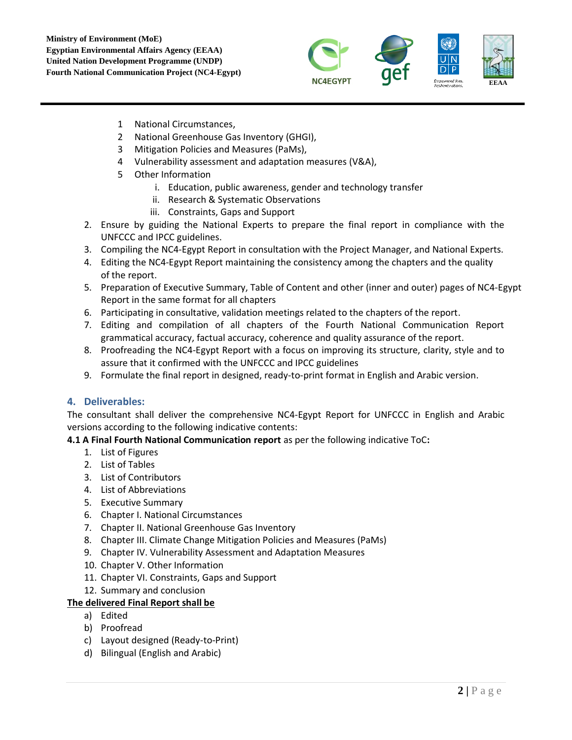1. National Circumstances,
2. National Greenhouse Gas Inventory (GHGI),
3. Mitigation Policies and Measures (PaMs),
4. Vulnerability assessment and adaptation measures (V&A),
5. Other Information
    i. Education, public awareness, gender and technology transfer
    ii. Research & Systematic Observations
    iii. Constraints, Gaps and Support

2. Ensure by guiding the National Experts to prepare the final report in compliance with the UNFCCC and IPCC guidelines.
3. Compiling the NC4-Egypt Report in consultation with the Project Manager, and National Experts.
4. Editing the NC4-Egypt Report maintaining the consistency among the chapters and the quality of the report.
5. Preparation of Executive Summary, Table of Content and other (inner and outer) pages of NC4-Egypt Report in the same format for all chapters
6. Participating in consultative, validation meetings related to the chapters of the report.
7. Editing and compilation of all chapters of the Fourth National Communication Report grammatical accuracy, factual accuracy, coherence and quality assurance of the report.
8. Proofreading the NC4-Egypt Report with a focus on improving its structure, clarity, style and to assure that it confirmed with the UNFCCC and IPCC guidelines
9. Formulate the final report in designed, ready-to-print format in English and Arabic version.

## 4. Deliverables:

The consultant shall deliver the comprehensive NC4-Egypt Report for UNFCCC in English and Arabic versions according to the following indicative contents:

**4.1 A Final Fourth National Communication report** as per the following indicative ToC**:**

1. List of Figures
2. List of Tables
3. List of Contributors
4. List of Abbreviations
5. Executive Summary
6. Chapter I. National Circumstances
7. Chapter II. National Greenhouse Gas Inventory
8. Chapter III. Climate Change Mitigation Policies and Measures (PaMs)
9. Chapter IV. Vulnerability Assessment and Adaptation Measures
10. Chapter V. Other Information
11. Chapter VI. Constraints, Gaps and Support
12. Summary and conclusion

**The delivered Final Report shall be**

a) Edited
b) Proofread
c) Layout designed (Ready-to-Print)
d) Bilingual (English and Arabic)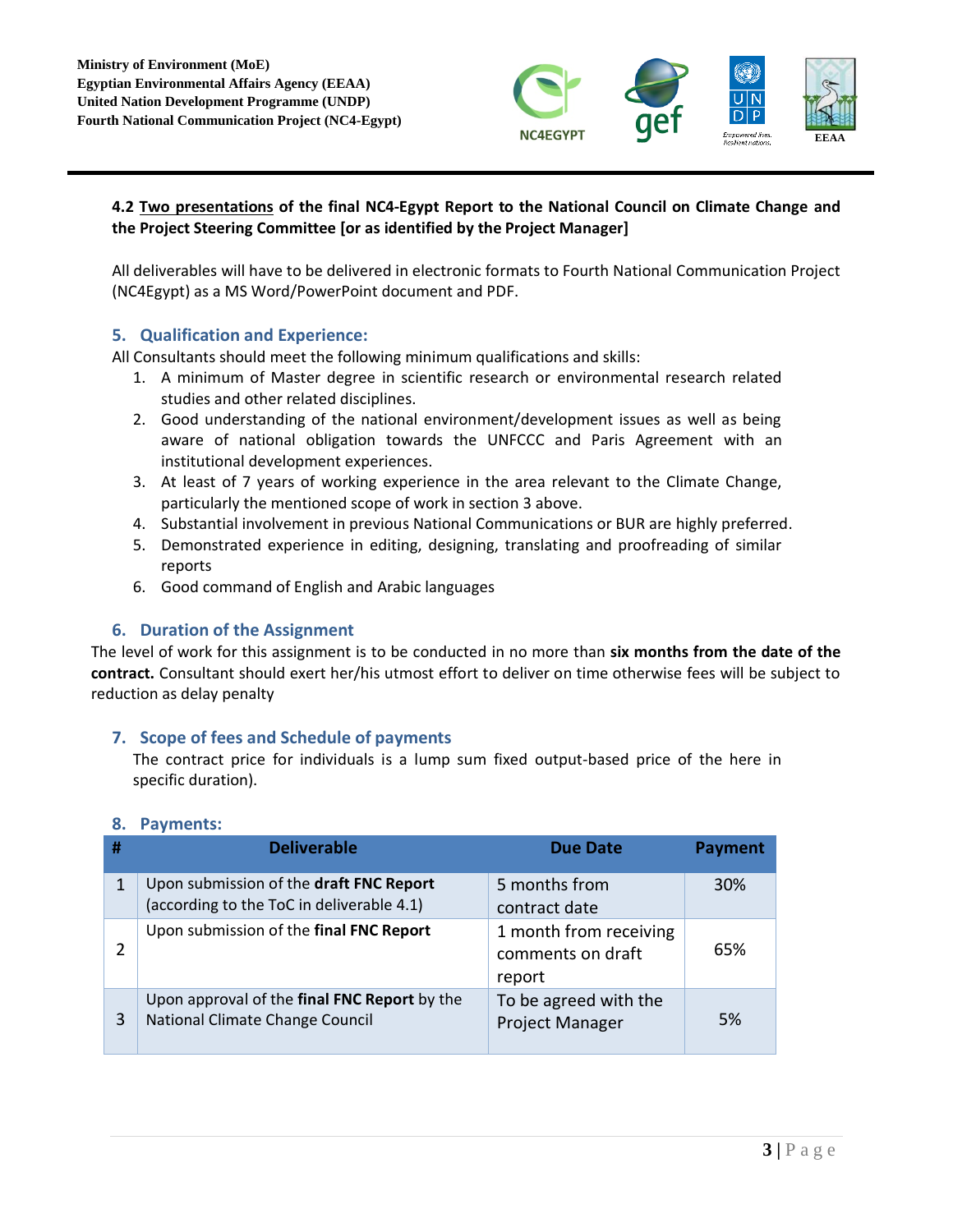**4.2 <u>Two presentations</u> of the final NC4-Egypt Report to the National Council on Climate Change and the Project Steering Committee [or as identified by the Project Manager]**

All deliverables will have to be delivered in electronic formats to Fourth National Communication Project (NC4Egypt) as a MS Word/PowerPoint document and PDF.

## 5. Qualification and Experience:

All Consultants should meet the following minimum qualifications and skills:

1. A minimum of Master degree in scientific research or environmental research related studies and other related disciplines.
2. Good understanding of the national environment/development issues as well as being aware of national obligation towards the UNFCCC and Paris Agreement with an institutional development experiences.
3. At least of 7 years of working experience in the area relevant to the Climate Change, particularly the mentioned scope of work in section 3 above.
4. Substantial involvement in previous National Communications or BUR are highly preferred.
5. Demonstrated experience in editing, designing, translating and proofreading of similar reports
6. Good command of English and Arabic languages

## 6. Duration of the Assignment

The level of work for this assignment is to be conducted in no more than **six months from the date of the contract.** Consultant should exert her/his utmost effort to deliver on time otherwise fees will be subject to reduction as delay penalty

## 7. Scope of fees and Schedule of payments

The contract price for individuals is a lump sum fixed output-based price of the here in specific duration).

## 8. Payments:

| # | Deliverable | Due Date | Payment |
|---|---|---|---|
| 1 | Upon submission of the **draft FNC Report** (according to the ToC in deliverable 4.1) | 5 months from contract date | 30% |
| 2 | Upon submission of the **final FNC Report** | 1 month from receiving comments on draft report | 65% |
| 3 | Upon approval of the **final FNC Report** by the National Climate Change Council | To be agreed with the Project Manager | 5% |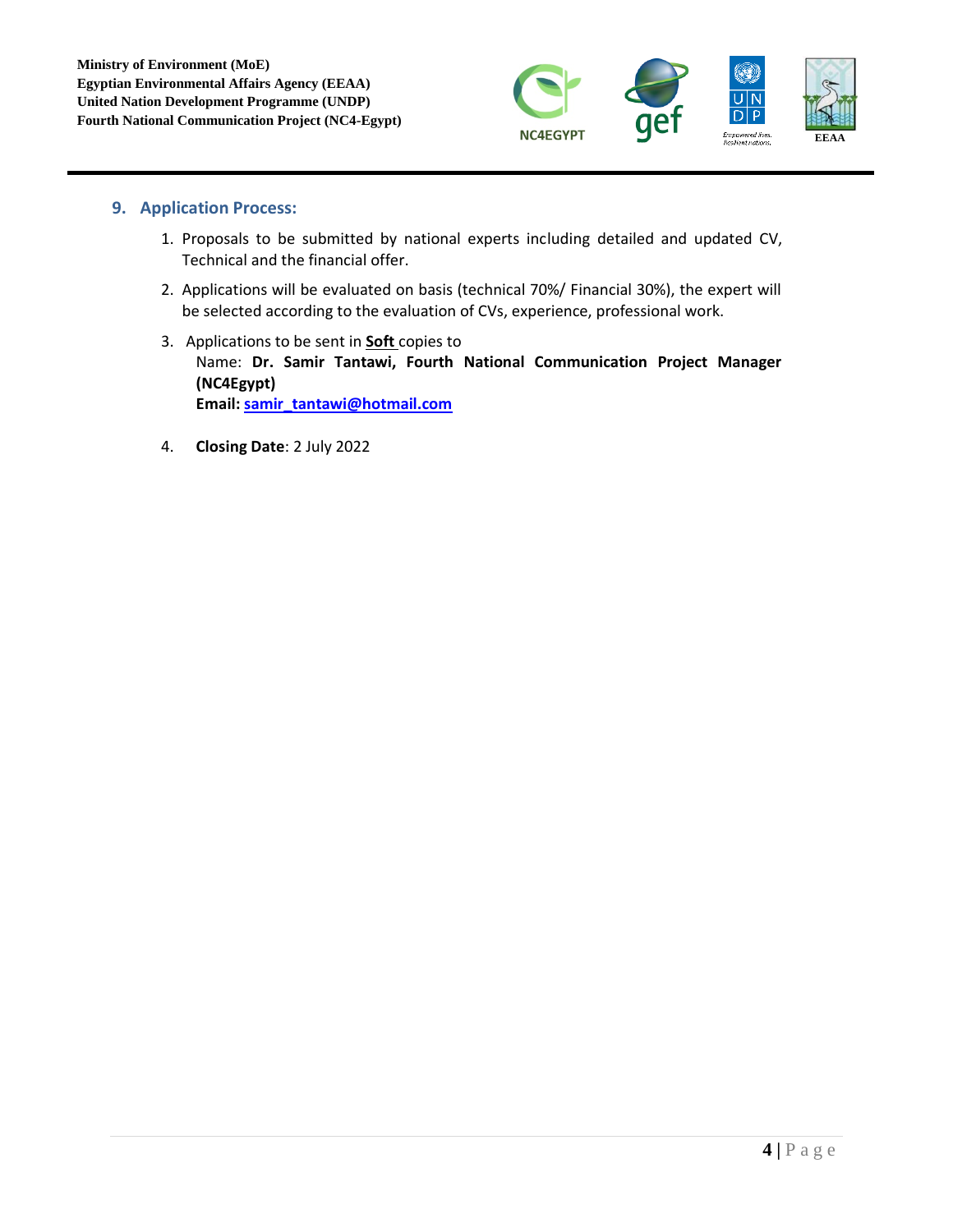## 9. Application Process:

1. Proposals to be submitted by national experts including detailed and updated CV, Technical and the financial offer.
2. Applications will be evaluated on basis (technical 70%/ Financial 30%), the expert will be selected according to the evaluation of CVs, experience, professional work.
3. Applications to be sent in **Soft** copies to
   Name: **Dr. Samir Tantawi, Fourth National Communication Project Manager (NC4Egypt)**
   **Email: samir_tantawi@hotmail.com**
4. **Closing Date**: 2 July 2022